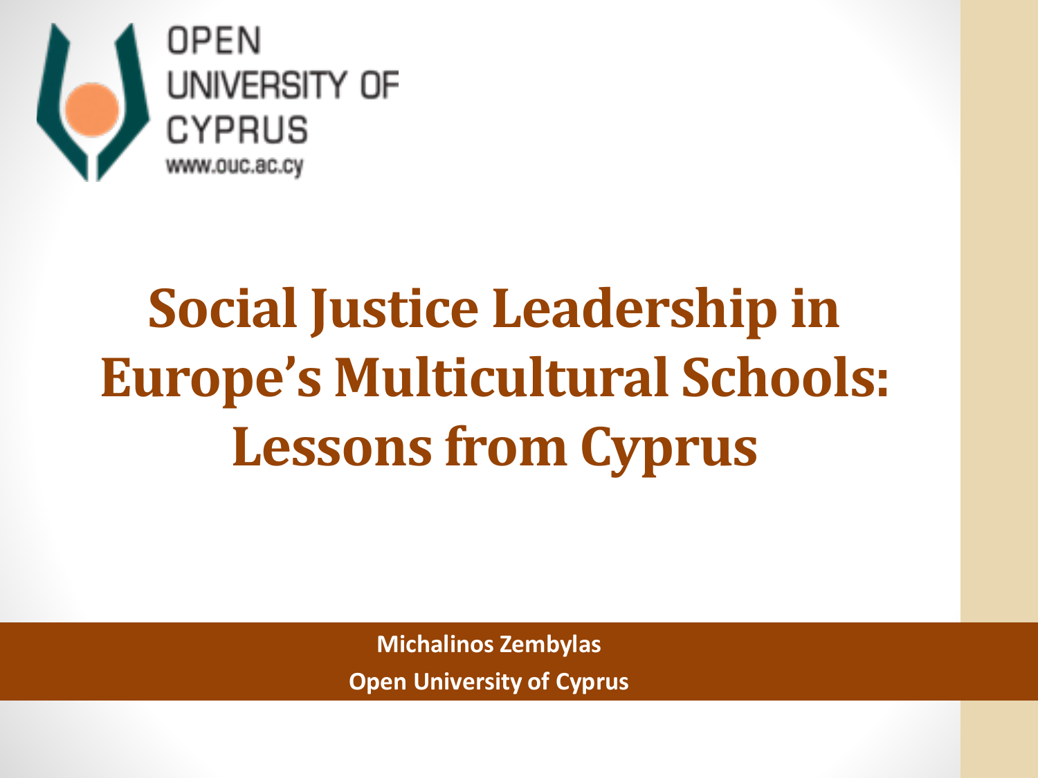OPEN
UNIVERSITY OF
CYPRUS
www.ouc.ac.cy

# Social Justice Leadership in Europe's Multicultural Schools: Lessons from Cyprus

**Michalinos Zembylas**

**Open University of Cyprus**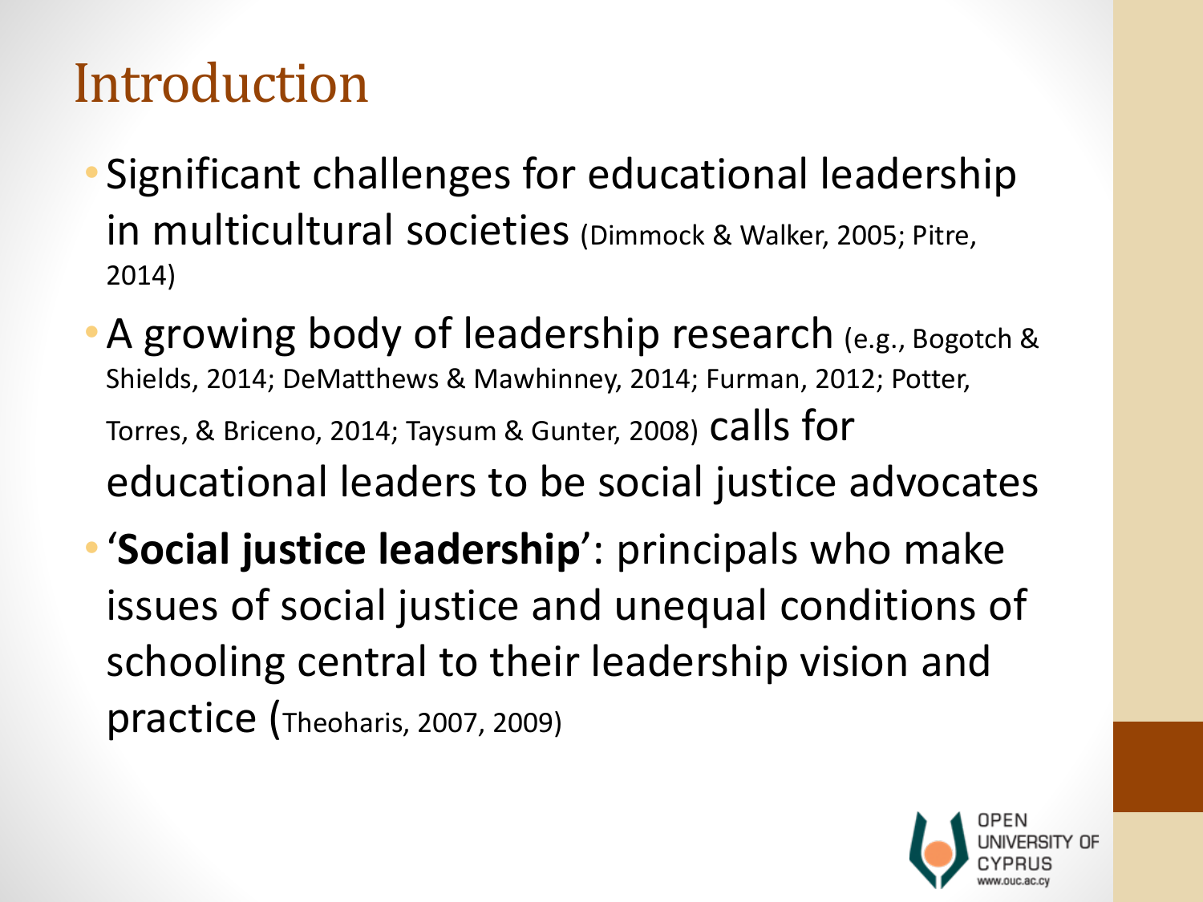# Introduction

- Significant challenges for educational leadership in multicultural societies (Dimmock & Walker, 2005; Pitre, 2014)
- A growing body of leadership research (e.g., Bogotch & Shields, 2014; DeMatthews & Mawhinney, 2014; Furman, 2012; Potter, Torres, & Briceno, 2014; Taysum & Gunter, 2008) calls for educational leaders to be social justice advocates
- '**Social justice leadership**': principals who make issues of social justice and unequal conditions of schooling central to their leadership vision and practice (Theoharis, 2007, 2009)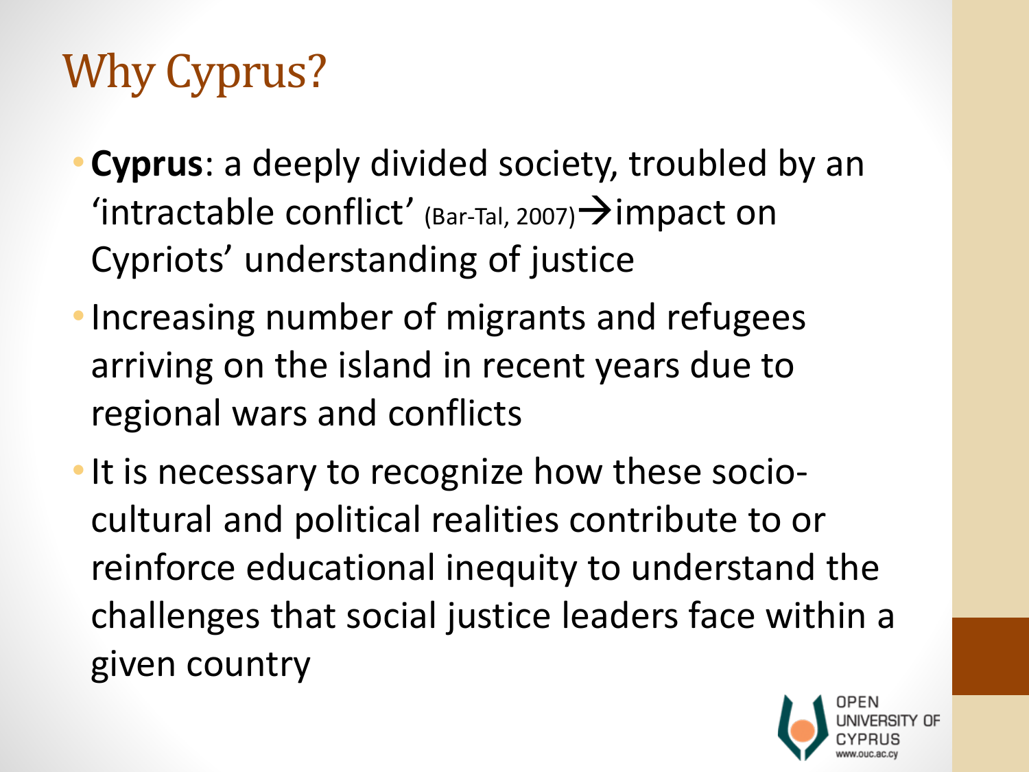# Why Cyprus?

- **Cyprus**: a deeply divided society, troubled by an 'intractable conflict' (Bar-Tal, 2007)→impact on Cypriots' understanding of justice
- Increasing number of migrants and refugees arriving on the island in recent years due to regional wars and conflicts
- It is necessary to recognize how these socio-cultural and political realities contribute to or reinforce educational inequity to understand the challenges that social justice leaders face within a given country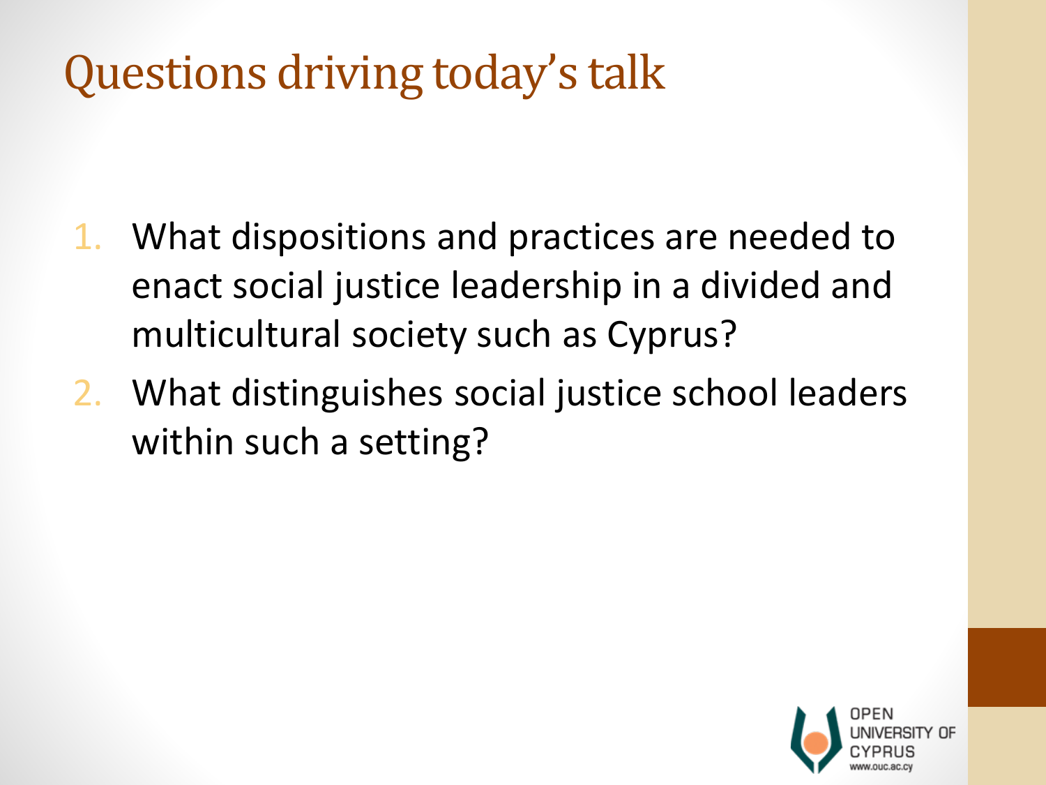# Questions driving today's talk

1. What dispositions and practices are needed to enact social justice leadership in a divided and multicultural society such as Cyprus?
2. What distinguishes social justice school leaders within such a setting?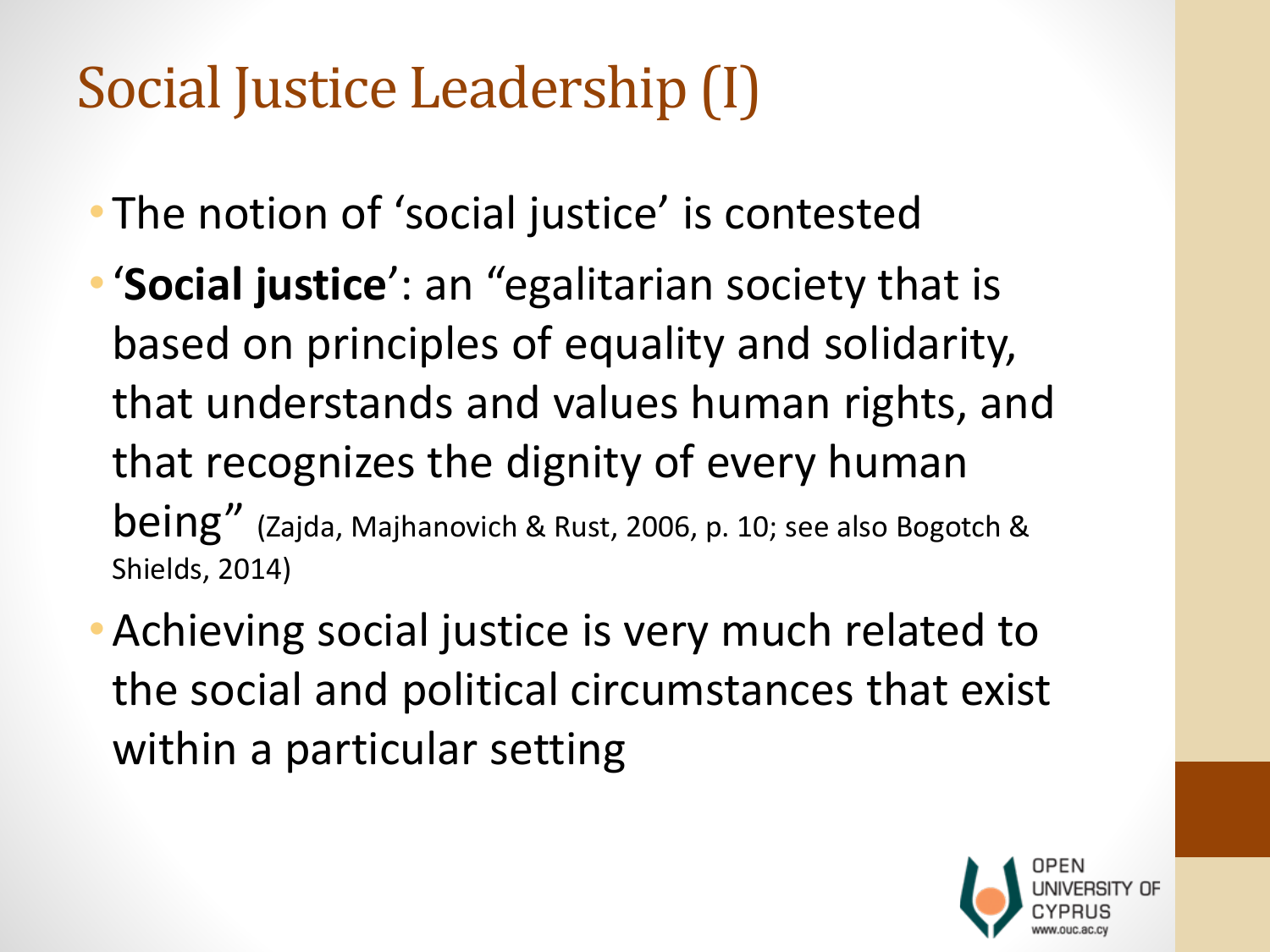# Social Justice Leadership (I)

- The notion of 'social justice' is contested
- '**Social justice**': an "egalitarian society that is based on principles of equality and solidarity, that understands and values human rights, and that recognizes the dignity of every human being" (Zajda, Majhanovich & Rust, 2006, p. 10; see also Bogotch & Shields, 2014)
- Achieving social justice is very much related to the social and political circumstances that exist within a particular setting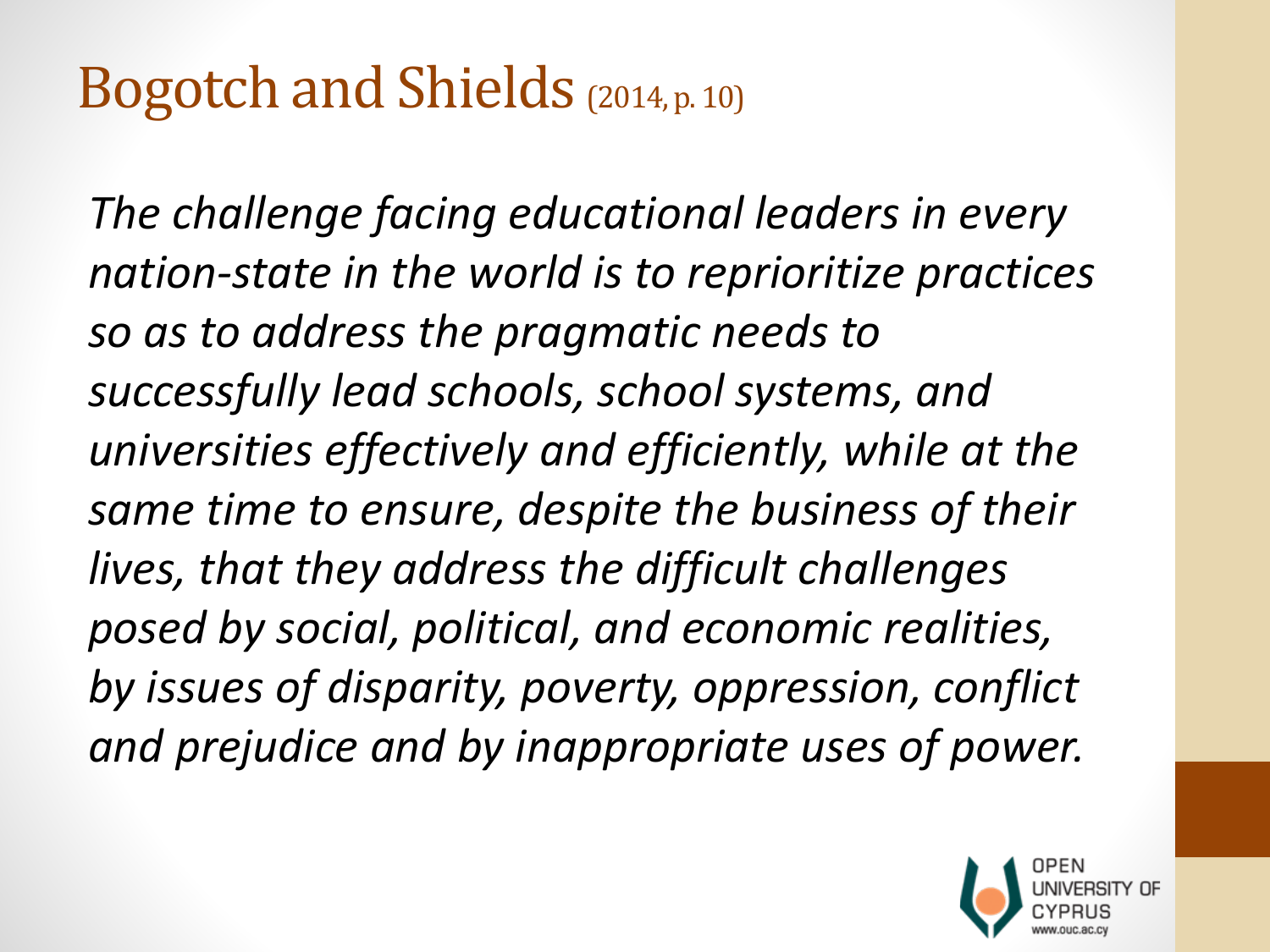# Bogotch and Shields (2014, p. 10)

*The challenge facing educational leaders in every nation-state in the world is to reprioritize practices so as to address the pragmatic needs to successfully lead schools, school systems, and universities effectively and efficiently, while at the same time to ensure, despite the business of their lives, that they address the difficult challenges posed by social, political, and economic realities, by issues of disparity, poverty, oppression, conflict and prejudice and by inappropriate uses of power.*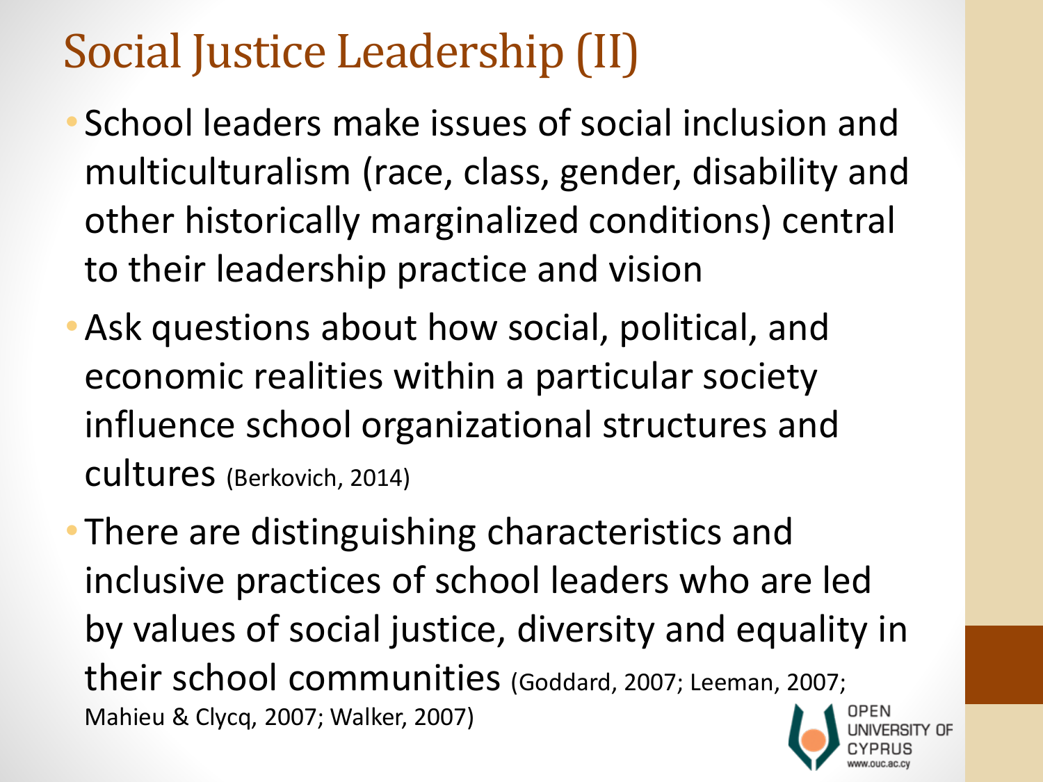# Social Justice Leadership (II)

- School leaders make issues of social inclusion and multiculturalism (race, class, gender, disability and other historically marginalized conditions) central to their leadership practice and vision
- Ask questions about how social, political, and economic realities within a particular society influence school organizational structures and cultures (Berkovich, 2014)
- There are distinguishing characteristics and inclusive practices of school leaders who are led by values of social justice, diversity and equality in their school communities (Goddard, 2007; Leeman, 2007; Mahieu & Clycq, 2007; Walker, 2007)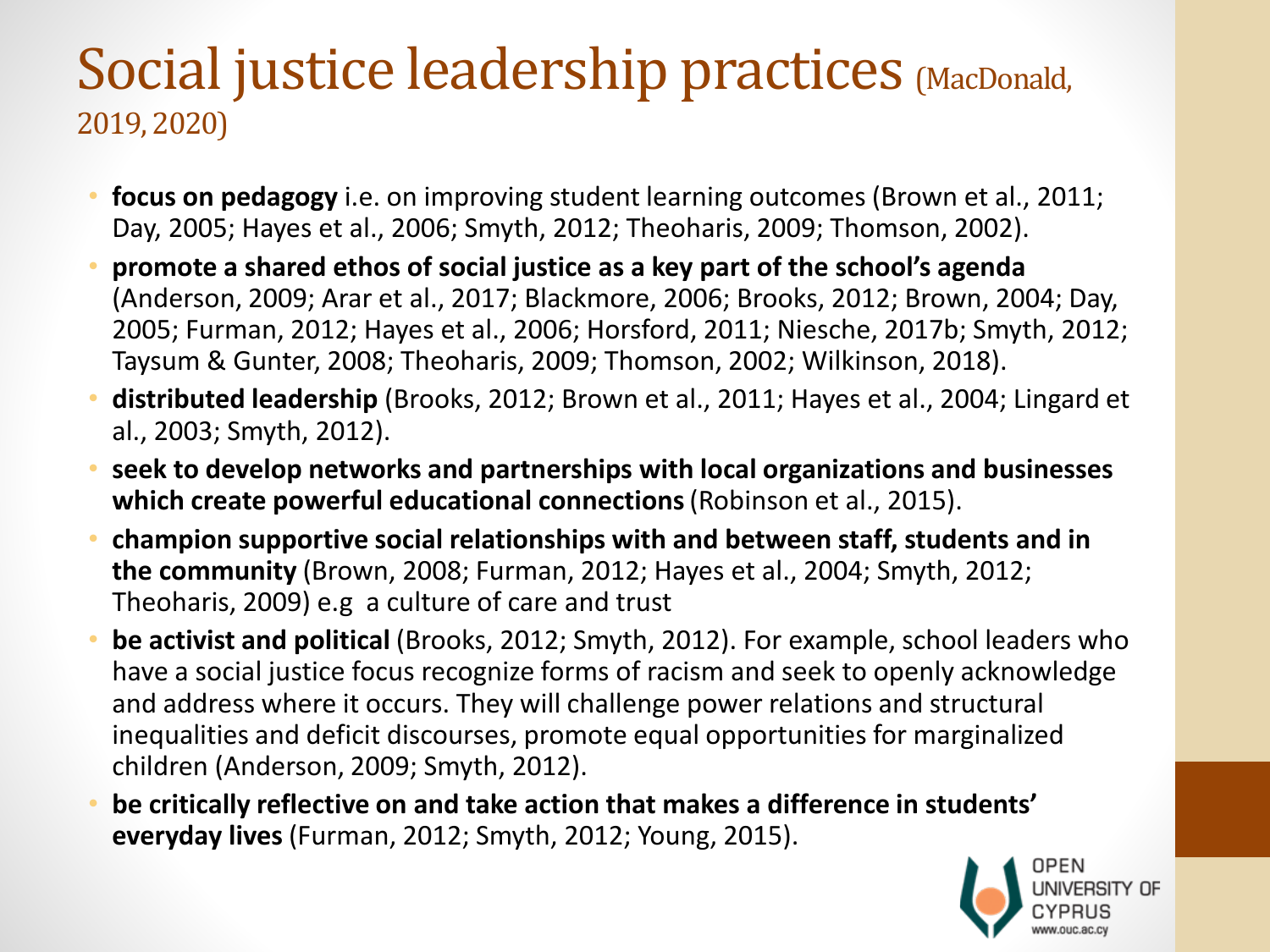# Social justice leadership practices (MacDonald, 2019, 2020)

- **focus on pedagogy** i.e. on improving student learning outcomes (Brown et al., 2011; Day, 2005; Hayes et al., 2006; Smyth, 2012; Theoharis, 2009; Thomson, 2002).
- **promote a shared ethos of social justice as a key part of the school's agenda** (Anderson, 2009; Arar et al., 2017; Blackmore, 2006; Brooks, 2012; Brown, 2004; Day, 2005; Furman, 2012; Hayes et al., 2006; Horsford, 2011; Niesche, 2017b; Smyth, 2012; Taysum & Gunter, 2008; Theoharis, 2009; Thomson, 2002; Wilkinson, 2018).
- **distributed leadership** (Brooks, 2012; Brown et al., 2011; Hayes et al., 2004; Lingard et al., 2003; Smyth, 2012).
- **seek to develop networks and partnerships with local organizations and businesses which create powerful educational connections** (Robinson et al., 2015).
- **champion supportive social relationships with and between staff, students and in the community** (Brown, 2008; Furman, 2012; Hayes et al., 2004; Smyth, 2012; Theoharis, 2009) e.g a culture of care and trust
- **be activist and political** (Brooks, 2012; Smyth, 2012). For example, school leaders who have a social justice focus recognize forms of racism and seek to openly acknowledge and address where it occurs. They will challenge power relations and structural inequalities and deficit discourses, promote equal opportunities for marginalized children (Anderson, 2009; Smyth, 2012).
- **be critically reflective on and take action that makes a difference in students' everyday lives** (Furman, 2012; Smyth, 2012; Young, 2015).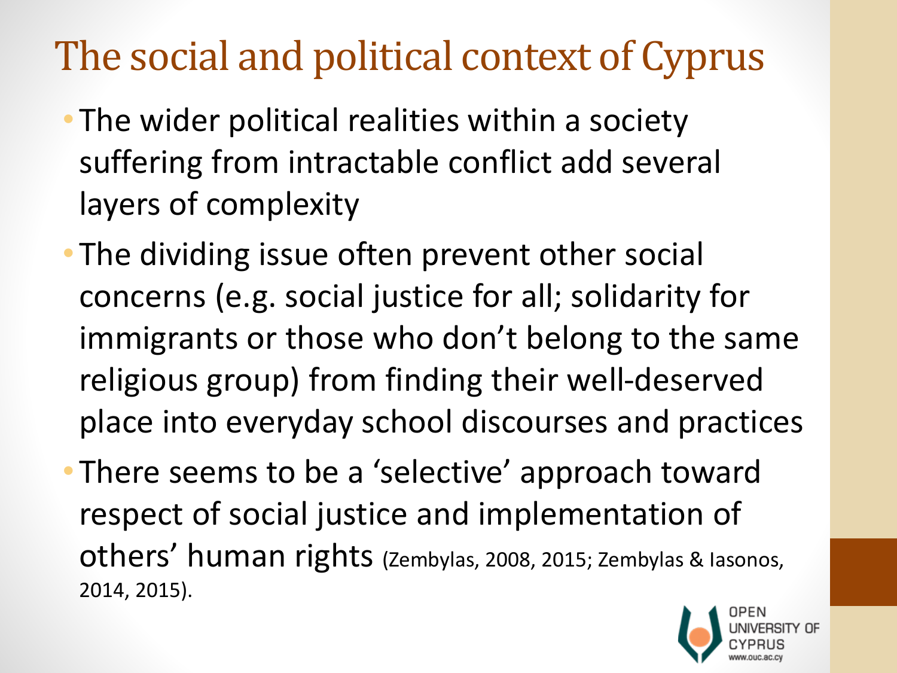# The social and political context of Cyprus

- The wider political realities within a society suffering from intractable conflict add several layers of complexity
- The dividing issue often prevent other social concerns (e.g. social justice for all; solidarity for immigrants or those who don't belong to the same religious group) from finding their well-deserved place into everyday school discourses and practices
- There seems to be a 'selective' approach toward respect of social justice and implementation of others' human rights (Zembylas, 2008, 2015; Zembylas & Iasonos, 2014, 2015).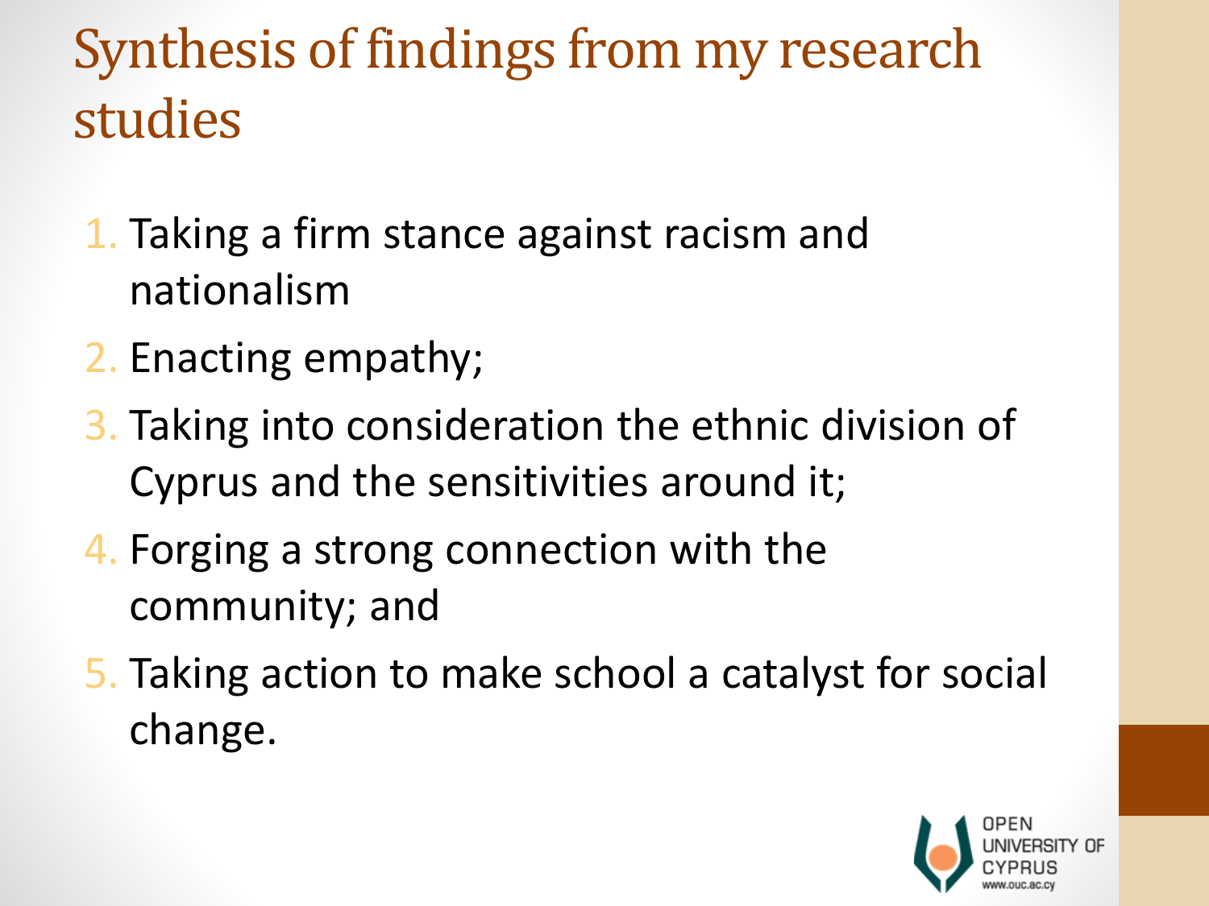# Synthesis of findings from my research studies

1. Taking a firm stance against racism and nationalism
2. Enacting empathy;
3. Taking into consideration the ethnic division of Cyprus and the sensitivities around it;
4. Forging a strong connection with the community; and
5. Taking action to make school a catalyst for social change.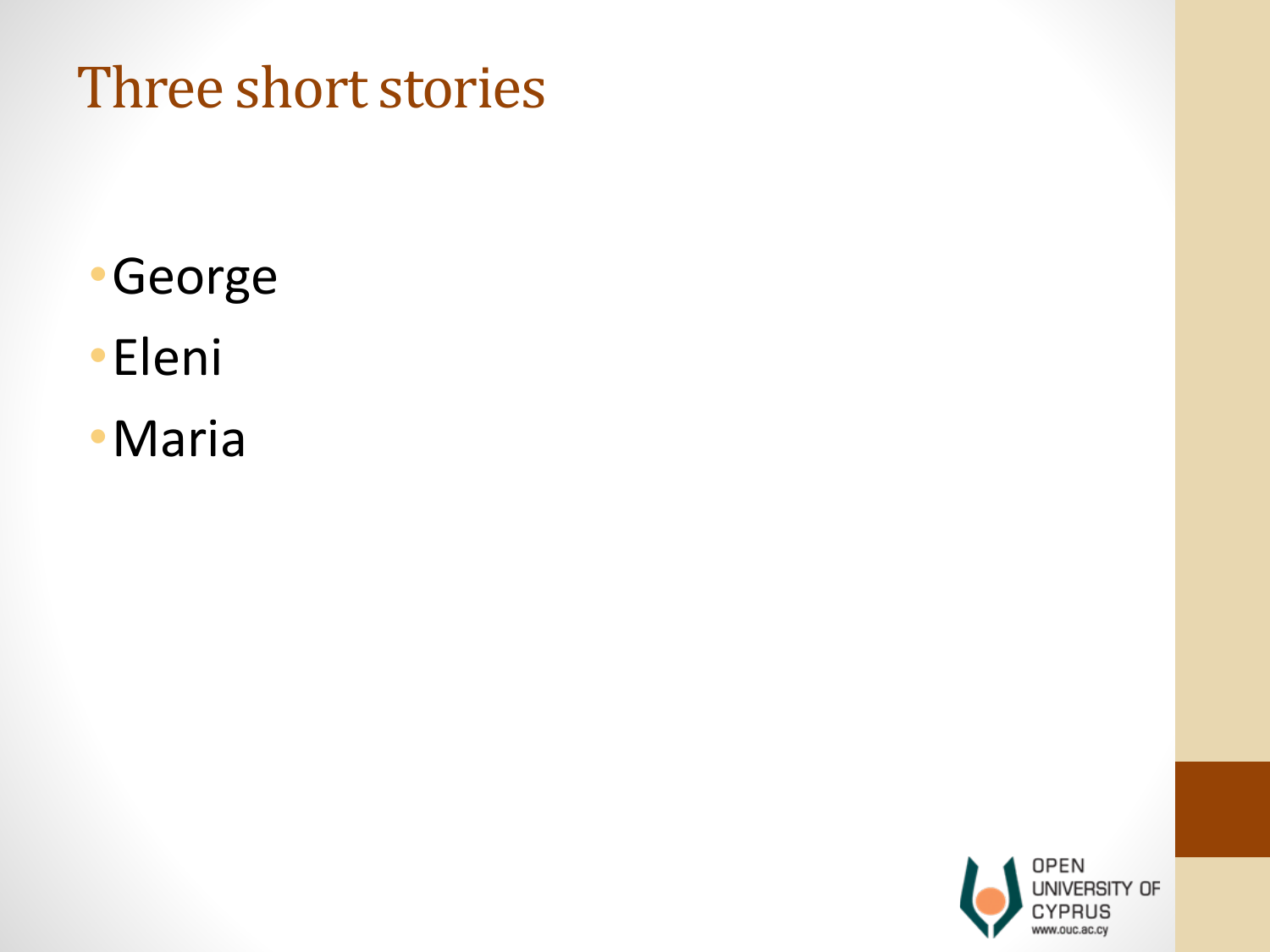# Three short stories

- George
- Eleni
- Maria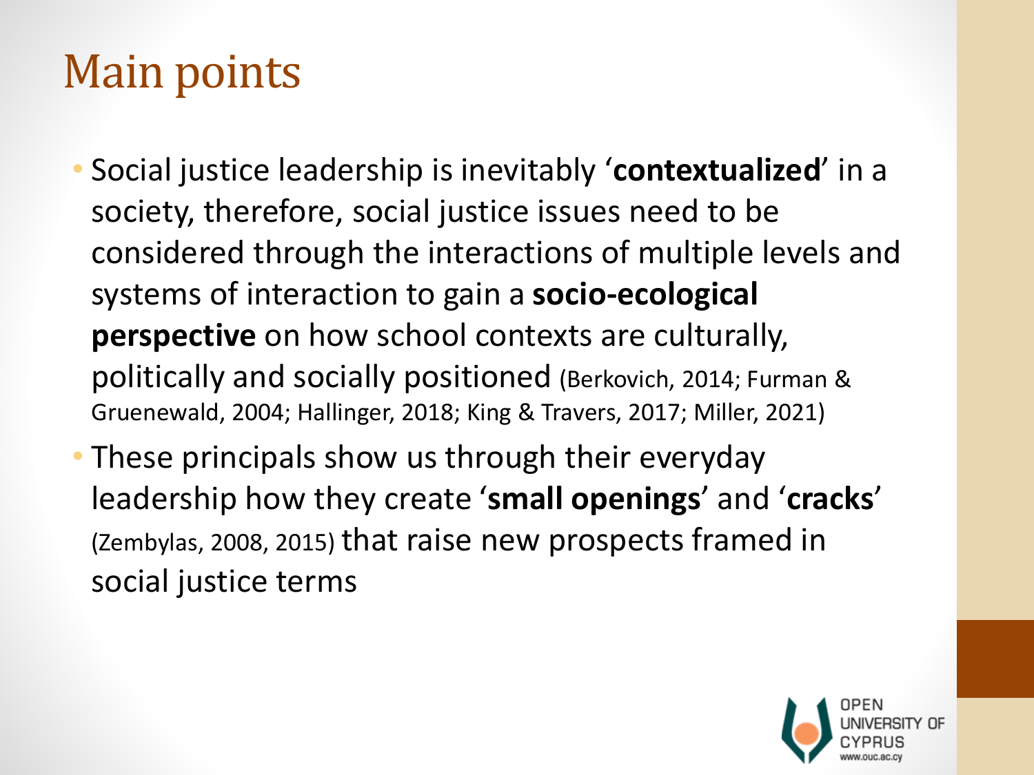# Main points

- Social justice leadership is inevitably '**contextualized**' in a society, therefore, social justice issues need to be considered through the interactions of multiple levels and systems of interaction to gain a **socio-ecological perspective** on how school contexts are culturally, politically and socially positioned (Berkovich, 2014; Furman & Gruenewald, 2004; Hallinger, 2018; King & Travers, 2017; Miller, 2021)
- These principals show us through their everyday leadership how they create '**small openings**' and '**cracks**' (Zembylas, 2008, 2015) that raise new prospects framed in social justice terms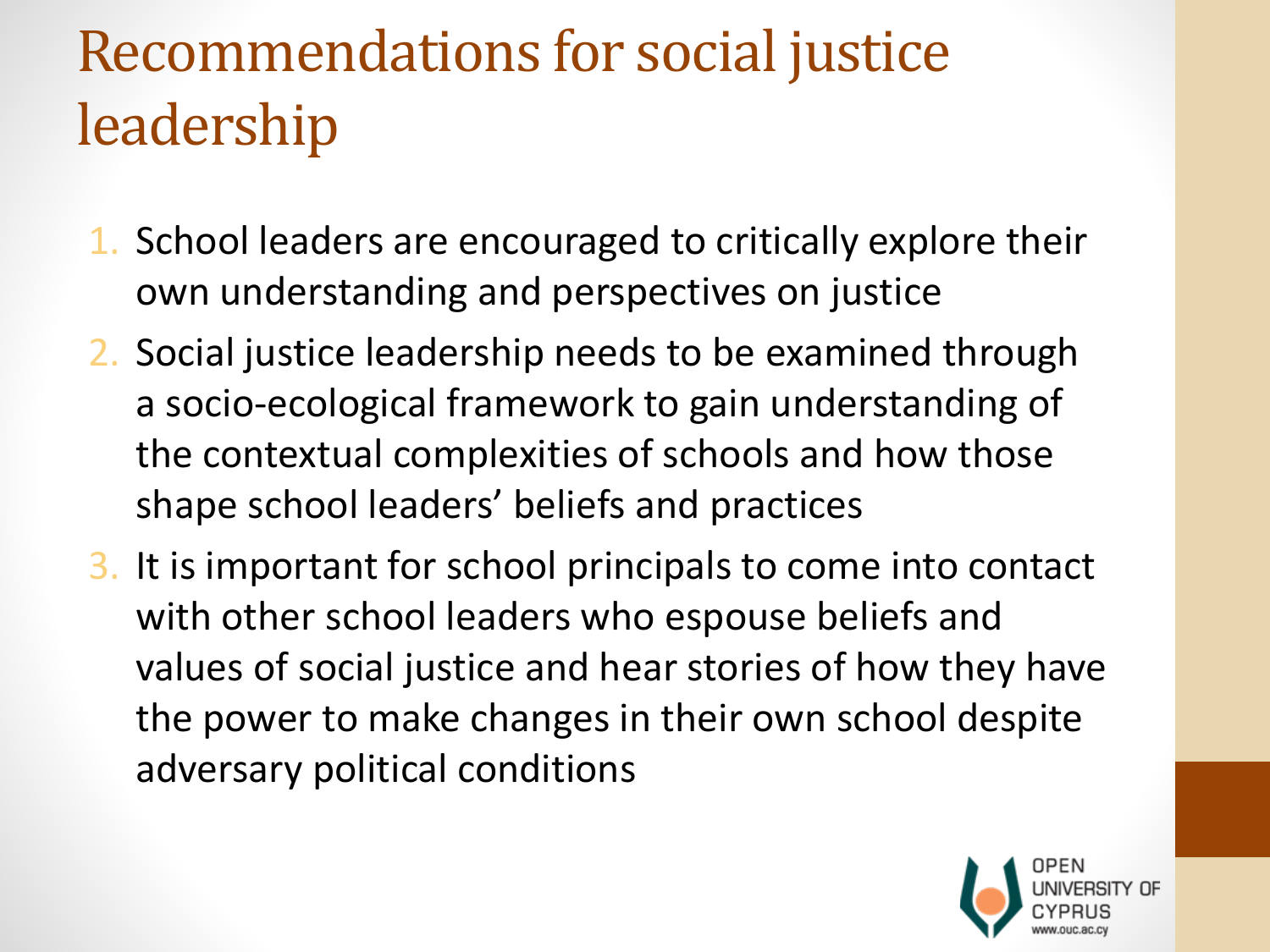# Recommendations for social justice leadership

1. School leaders are encouraged to critically explore their own understanding and perspectives on justice
2. Social justice leadership needs to be examined through a socio-ecological framework to gain understanding of the contextual complexities of schools and how those shape school leaders' beliefs and practices
3. It is important for school principals to come into contact with other school leaders who espouse beliefs and values of social justice and hear stories of how they have the power to make changes in their own school despite adversary political conditions

OPEN UNIVERSITY OF CYPRUS
www.ouc.ac.cy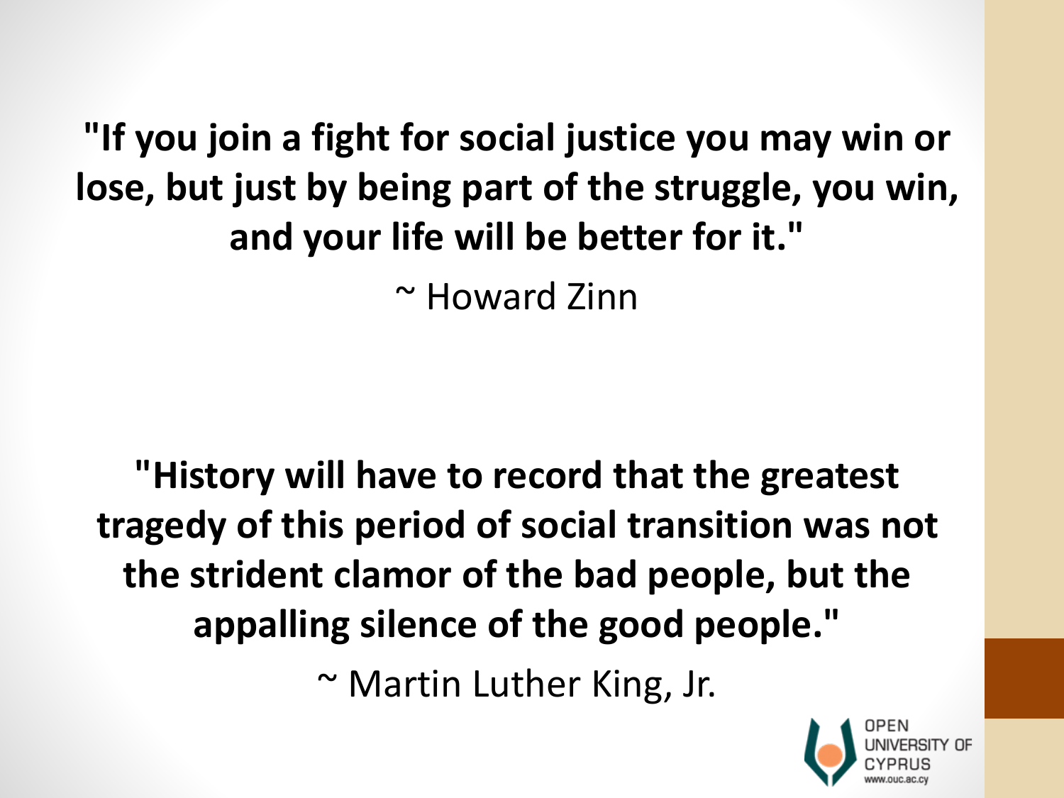**"If you join a fight for social justice you may win or lose, but just by being part of the struggle, you win, and your life will be better for it."**

~ Howard Zinn

**"History will have to record that the greatest tragedy of this period of social transition was not the strident clamor of the bad people, but the appalling silence of the good people."**

~ Martin Luther King, Jr.